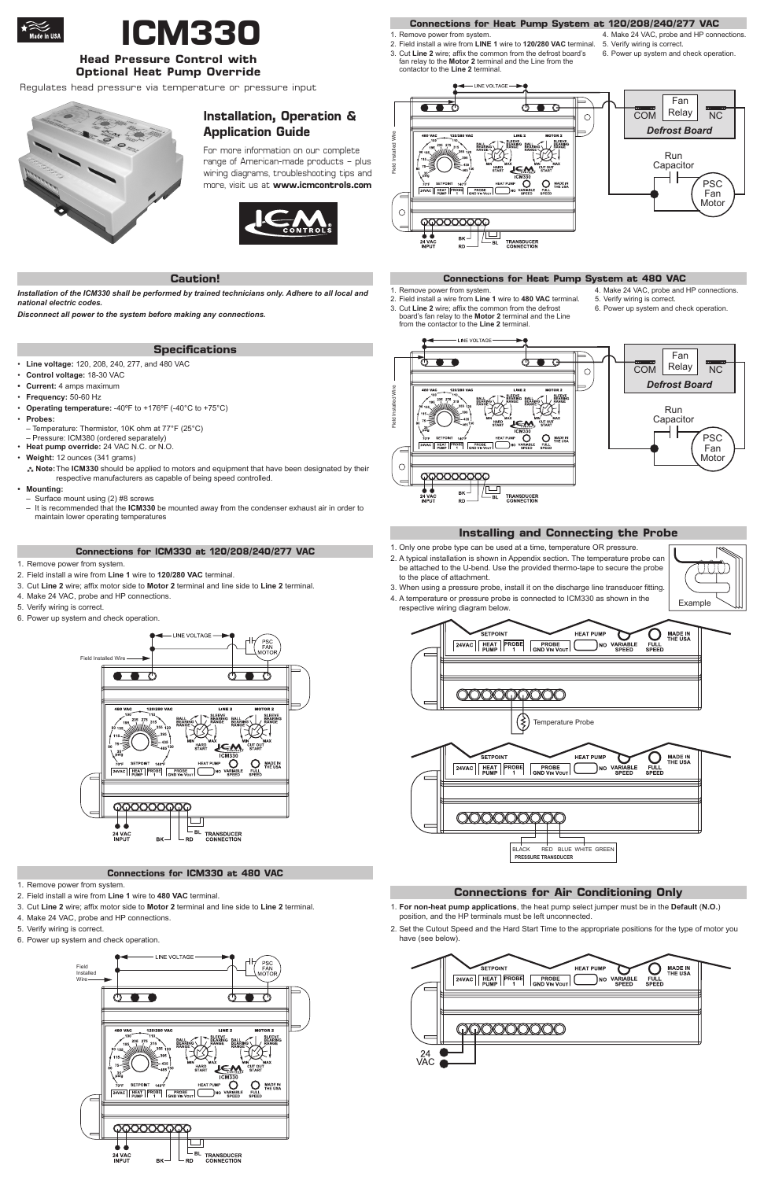# ICM330

**Head Pressure Control with Optional Heat Pump Override**

Regulates head pressure via temperature or pressure input

## Installation, Operation & Application Guide

For more information on our complete range of American-made products – plus wiring diagrams, troubleshooting tips and more, visit us at **www.icmcontrols.com**

## Caution!

***Installation of the ICM330 shall be performed by trained technicians only. Adhere to all local and national electric codes.***

***Disconnect all power to the system before making any connections.***

## Specifications

- **Line voltage:** 120, 208, 240, 277, and 480 VAC
- **Control voltage:** 18-30 VAC
- **Current:** 4 amps maximum
- **Frequency:** 50-60 Hz
- **Operating temperature:** -40ºF to +176ºF (-40°C to +75°C)
- **Probes:**
  - Temperature: Thermistor, 10K ohm at 77°F (25°C)
  - Pressure: ICM380 (ordered separately)
- **Heat pump override:** 24 VAC N.C. or N.O.
- **Weight:** 12 ounces (341 grams)

**Note:** The **ICM330** should be applied to motors and equipment that have been designated by their respective manufacturers as capable of being speed controlled.

- **Mounting:**
  - Surface mount using (2) #8 screws
  - It is recommended that the **ICM330** be mounted away from the condenser exhaust air in order to maintain lower operating temperatures

### Connections for ICM330 at 120/208/240/277 VAC

1. Remove power from system.
2. Field install a wire from **Line 1** wire to **120/280 VAC** terminal.
3. Cut **Line 2** wire; affix motor side to **Motor 2** terminal and line side to **Line 2** terminal.
4. Make 24 VAC, probe and HP connections.
5. Verify wiring is correct.
6. Power up system and check operation.

### Connections for ICM330 at 480 VAC

1. Remove power from system.
2. Field install a wire from **Line 1** wire to **480 VAC** terminal.
3. Cut **Line 2** wire; affix motor side to **Motor 2** terminal and line side to **Line 2** terminal.
4. Make 24 VAC, probe and HP connections.
5. Verify wiring is correct.
6. Power up system and check operation.

### Connections for Heat Pump System at 120/208/240/277 VAC

1. Remove power from system.
2. Field install a wire from **LINE 1** wire to **120/280 VAC** terminal.
3. Cut **Line 2** wire; affix the common from the defrost board's fan relay to the **Motor 2** terminal and the Line from the contactor to the **Line 2** terminal.
4. Make 24 VAC, probe and HP connections.
5. Verify wiring is correct.
6. Power up system and check operation.

### Connections for Heat Pump System at 480 VAC

1. Remove power from system.
2. Field install a wire from **Line 1** wire to **480 VAC** terminal.
3. Cut **Line 2** wire; affix the common from the defrost board's fan relay to the **Motor 2** terminal and the Line from the contactor to the **Line 2** terminal.
4. Make 24 VAC, probe and HP connections.
5. Verify wiring is correct.
6. Power up system and check operation.

## Installing and Connecting the Probe

1. Only one probe type can be used at a time, temperature OR pressure.
2. A typical installation is shown in Appendix section. The temperature probe can be attached to the U-bend. Use the provided thermo-tape to secure the probe to the place of attachment.
3. When using a pressure probe, install it on the discharge line transducer fitting.
4. A temperature or pressure probe is connected to ICM330 as shown in the respective wiring diagram below.

Example

Temperature Probe

BLACK RED BLUE WHITE GREEN
PRESSURE TRANSDUCER

## Connections for Air Conditioning Only

1. **For non-heat pump applications**, the heat pump select jumper must be in the **Default** (**N.O.**) position, and the HP terminals must be left unconnected.
2. Set the Cutout Speed and the Hard Start Time to the appropriate positions for the type of motor you have (see below).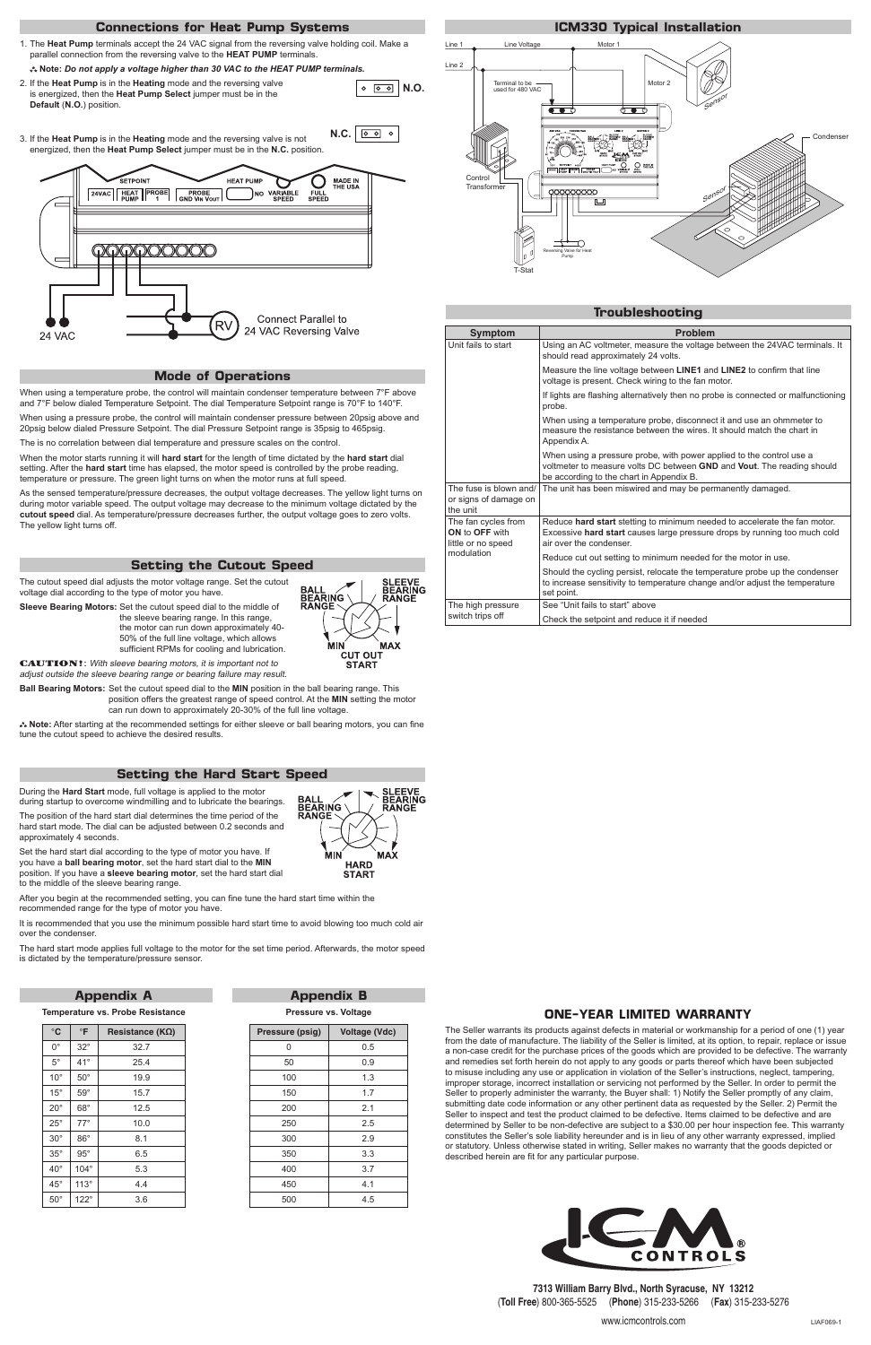## Connections for Heat Pump Systems

1. The **Heat Pump** terminals accept the 24 VAC signal from the reversing valve holding coil. Make a parallel connection from the reversing valve to the **HEAT PUMP** terminals.

   **Note:** *Do not apply a voltage higher than 30 VAC to the HEAT PUMP terminals.*

2. If the **Heat Pump** is in the **Heating** mode and the reversing valve is energized, then the **Heat Pump Select** jumper must be in the **Default** (**N.O.**) position.

   N.O.

3. If the **Heat Pump** is in the **Heating** mode and the reversing valve is not energized, then the **Heat Pump Select** jumper must be in the **N.C.** position.

   N.C.

SETPOINT
24VAC
HEAT PUMP
PROBE 1
PROBE GND VIN VOUT
HEAT PUMP
NO
VARIABLE SPEED
FULL SPEED
MADE IN THE USA

24 VAC
RV
Connect Parallel to 24 VAC Reversing Valve

## Mode of Operations

When using a temperature probe, the control will maintain condenser temperature between 7°F above and 7°F below dialed Temperature Setpoint. The dial Temperature Setpoint range is 70°F to 140°F.

When using a pressure probe, the control will maintain condenser pressure between 20psig above and 20psig below dialed Pressure Setpoint. The dial Pressure Setpoint range is 35psig to 465psig.

The is no correlation between dial temperature and pressure scales on the control.

When the motor starts running it will **hard start** for the length of time dictated by the **hard start** dial setting. After the **hard start** time has elapsed, the motor speed is controlled by the probe reading, temperature or pressure. The green light turns on when the motor runs at full speed.

As the sensed temperature/pressure decreases, the output voltage decreases. The yellow light turns on during motor variable speed. The output voltage may decrease to the minimum voltage dictated by the **cutout speed** dial. As temperature/pressure decreases further, the output voltage goes to zero volts. The yellow light turns off.

## Setting the Cutout Speed

The cutout speed dial adjusts the motor voltage range. Set the cutout voltage dial according to the type of motor you have.

**Sleeve Bearing Motors:** Set the cutout speed dial to the middle of the sleeve bearing range. In this range, the motor can run down approximately 40-50% of the full line voltage, which allows sufficient RPMs for cooling and lubrication.

BALL BEARING RANGE
SLEEVE BEARING RANGE
MIN
MAX
CUT OUT START

**CAUTION!**: *With sleeve bearing motors, it is important not to adjust outside the sleeve bearing range or bearing failure may result.*

**Ball Bearing Motors:** Set the cutout speed dial to the **MIN** position in the ball bearing range. This position offers the greatest range of speed control. At the **MIN** setting the motor can run down to approximately 20-30% of the full line voltage.

**Note:** After starting at the recommended settings for either sleeve or ball bearing motors, you can fine tune the cutout speed to achieve the desired results.

## Setting the Hard Start Speed

During the **Hard Start** mode, full voltage is applied to the motor during startup to overcome windmilling and to lubricate the bearings.

The position of the hard start dial determines the time period of the hard start mode. The dial can be adjusted between 0.2 seconds and approximately 4 seconds.

Set the hard start dial according to the type of motor you have. If you have a **ball bearing motor**, set the hard start dial to the **MIN** position. If you have a **sleeve bearing motor**, set the hard start dial to the middle of the sleeve bearing range.

BALL BEARING RANGE
SLEEVE BEARING RANGE
MIN
MAX
HARD START

After you begin at the recommended setting, you can fine tune the hard start time within the recommended range for the type of motor you have.

It is recommended that you use the minimum possible hard start time to avoid blowing too much cold air over the condenser.

The hard start mode applies full voltage to the motor for the set time period. Afterwards, the motor speed is dictated by the temperature/pressure sensor.

## Appendix A

**Temperature vs. Probe Resistance**

| °C | °F | Resistance (KΩ) |
|---|---|---|
| 0° | 32° | 32.7 |
| 5° | 41° | 25.4 |
| 10° | 50° | 19.9 |
| 15° | 59° | 15.7 |
| 20° | 68° | 12.5 |
| 25° | 77° | 10.0 |
| 30° | 86° | 8.1 |
| 35° | 95° | 6.5 |
| 40° | 104° | 5.3 |
| 45° | 113° | 4.4 |
| 50° | 122° | 3.6 |

## Appendix B

**Pressure vs. Voltage**

| Pressure (psig) | Voltage (Vdc) |
|---|---|
| 0 | 0.5 |
| 50 | 0.9 |
| 100 | 1.3 |
| 150 | 1.7 |
| 200 | 2.1 |
| 250 | 2.5 |
| 300 | 2.9 |
| 350 | 3.3 |
| 400 | 3.7 |
| 450 | 4.1 |
| 500 | 4.5 |

## ICM330 Typical Installation

Line 1
Line Voltage
Motor 1
Line 2
Terminal to be used for 480 VAC
Motor 2
Sensor
Condenser
Control Transformer
Sensor
Reversing Valve for Heat Pump
T-Stat

## Troubleshooting

| Symptom | Problem |
|---|---|
| Unit fails to start | Using an AC voltmeter, measure the voltage between the 24VAC terminals. It should read approximately 24 volts. |
| | Measure the line voltage between **LINE1** and **LINE2** to confirm that line voltage is present. Check wiring to the fan motor. |
| | If lights are flashing alternatively then no probe is connected or malfunctioning probe. |
| | When using a temperature probe, disconnect it and use an ohmmeter to measure the resistance between the wires. It should match the chart in Appendix A. |
| | When using a pressure probe, with power applied to the control use a voltmeter to measure volts DC between **GND** and **Vout**. The reading should be according to the chart in Appendix B. |
| The fuse is blown and/or signs of damage on the unit | The unit has been miswired and may be permanently damaged. |
| The fan cycles from **ON** to **OFF** with little or no speed modulation | Reduce **hard start** stetting to minimum needed to accelerate the fan motor. Excessive **hard start** causes large pressure drops by running too much cold air over the condenser. |
| | Reduce cut out setting to minimum needed for the motor in use. |
| | Should the cycling persist, relocate the temperature probe up the condenser to increase sensitivity to temperature change and/or adjust the temperature set point. |
| The high pressure switch trips off | See "Unit fails to start" above |
| | Check the setpoint and reduce it if needed |

## ONE-YEAR LIMITED WARRANTY

The Seller warrants its products against defects in material or workmanship for a period of one (1) year from the date of manufacture. The liability of the Seller is limited, at its option, to repair, replace or issue a non-case credit for the purchase prices of the goods which are provided to be defective. The warranty and remedies set forth herein do not apply to any goods or parts thereof which have been subjected to misuse including any use or application in violation of the Seller's instructions, neglect, tampering, improper storage, incorrect installation or servicing not performed by the Seller. In order to permit the Seller to properly administer the warranty, the Buyer shall: 1) Notify the Seller promptly of any claim, submitting date code information or any other pertinent data as requested by the Seller. 2) Permit the Seller to inspect and test the product claimed to be defective. Items claimed to be defective and are determined by Seller to be non-defective are subject to a $30.00 per hour inspection fee. This warranty constitutes the Seller's sole liability hereunder and is in lieu of any other warranty expressed, implied or statutory. Unless otherwise stated in writing, Seller makes no warranty that the goods depicted or described herein are fit for any particular purpose.

ICM CONTROLS®

**7313 William Barry Blvd., North Syracuse, NY 13212**

(**Toll Free**) 800-365-5525 (**Phone**) 315-233-5266 (**Fax**) 315-233-5276

www.icmcontrols.com

LIAF069-1